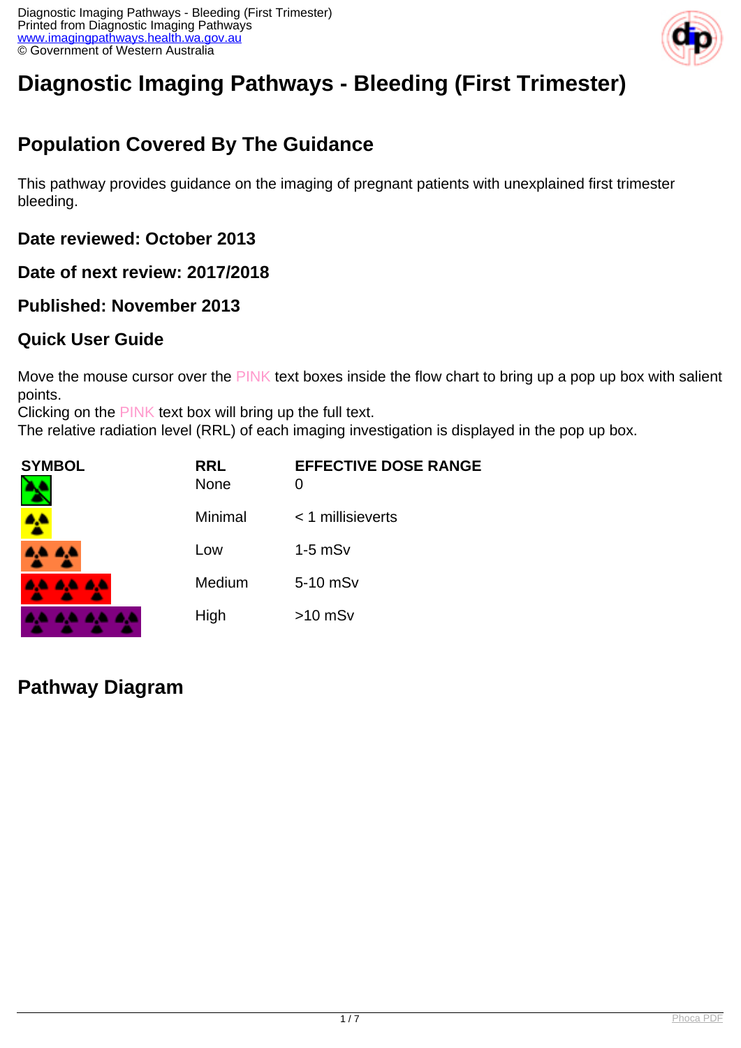# Diagnostic Imaging Pathways - Bleeding (First Trimester)

## Population Covered By The Guidance

This pathway provides guidance on the imaging of pregnant patients with unexplained first trimester bleeding.

### Date reviewed: October 2013

### Date of next review: 2017/2018

### Published: November 2013

### Quick User Guide

Move the mouse cursor over the PINK text boxes inside the flow chart to bring up a pop up box with salient points.
Clicking on the PINK text box will bring up the full text.
The relative radiation level (RRL) of each imaging investigation is displayed in the pop up box.

| SYMBOL | RRL | EFFECTIVE DOSE RANGE |
|---|---|---|
| | None | 0 |
| | Minimal | < 1 millisieverts |
| | Low | 1-5 mSv |
| | Medium | 5-10 mSv |
| | High | >10 mSv |

## Pathway Diagram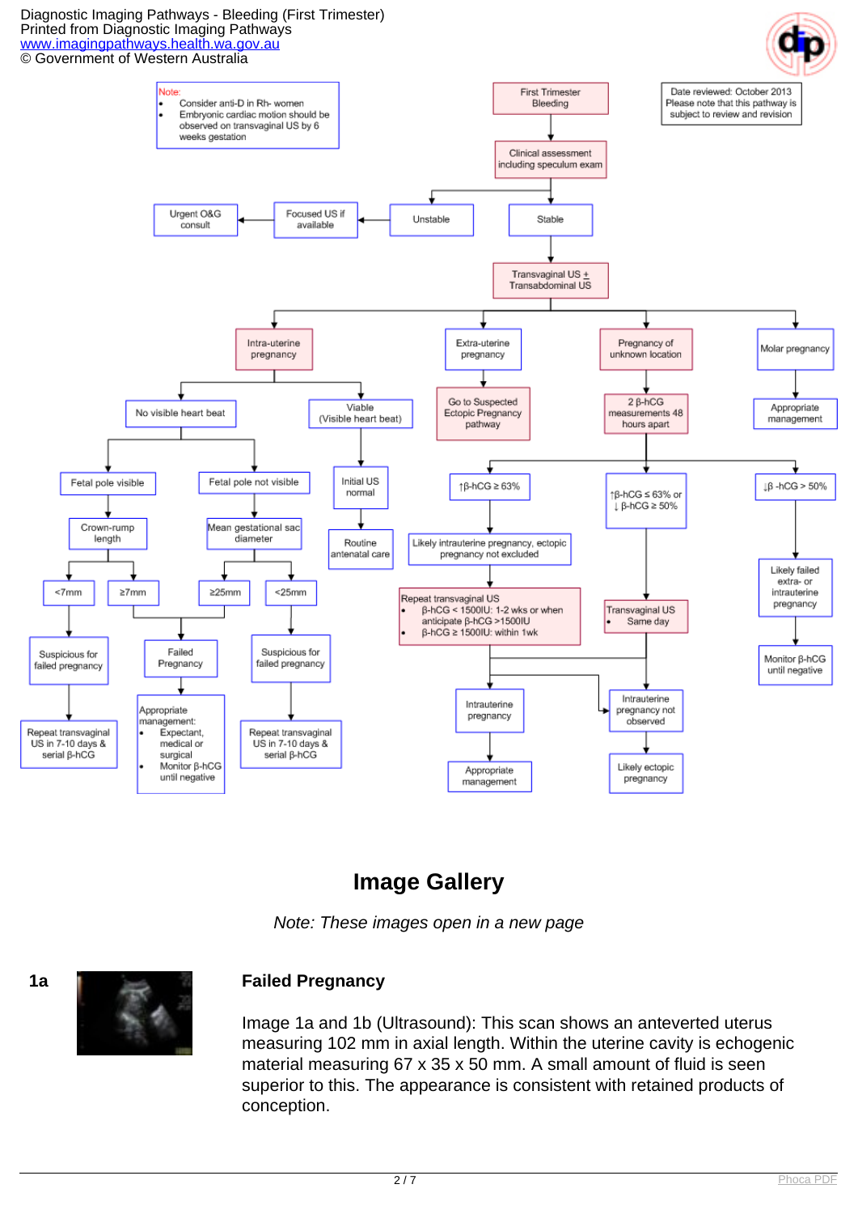Diagnostic Imaging Pathways - Bleeding (First Trimester)
Printed from Diagnostic Imaging Pathways
www.imagingpathways.health.wa.gov.au
© Government of Western Australia

Note:
- Consider anti-D in Rh- women
- Embryonic cardiac motion should be observed on transvaginal US by 6 weeks gestation

Date reviewed: October 2013
Please note that this pathway is subject to review and revision

First Trimester Bleeding → Clinical assessment including speculum exam

- Unstable → Focused US if available → Urgent O&G consult
- Stable → Transvaginal US ± Transabdominal US
  - Intra-uterine pregnancy
    - No visible heart beat
      - Fetal pole visible → Crown-rump length
        - <7mm → Suspicious for failed pregnancy → Repeat transvaginal US in 7-10 days & serial β-hCG
        - ≥7mm → Failed Pregnancy
      - Fetal pole not visible → Mean gestational sac diameter
        - ≥25mm → Failed Pregnancy
        - <25mm → Suspicious for failed pregnancy → Repeat transvaginal US in 7-10 days & serial β-hCG
      - Failed Pregnancy → Appropriate management:
        - Expectant, medical or surgical
        - Monitor β-hCG until negative
    - Viable (Visible heart beat) → Initial US normal → Routine antenatal care
  - Extra-uterine pregnancy → Go to Suspected Ectopic Pregnancy pathway
  - Pregnancy of unknown location → 2 β-hCG measurements 48 hours apart
    - ↑β-hCG ≥ 63% → Likely intrauterine pregnancy, ectopic pregnancy not excluded → Repeat transvaginal US
      - β-hCG < 1500IU: 1-2 wks or when anticipate β-hCG >1500IU
      - β-hCG ≥ 1500IU: within 1wk
      - → Intrauterine pregnancy → Appropriate management
      - → Intrauterine pregnancy not observed → Likely ectopic pregnancy
    - ↑β-hCG ≤ 63% or ↓ β-hCG ≥ 50% → Transvaginal US
      - Same day
      - → Intrauterine pregnancy not observed → Likely ectopic pregnancy
    - ↓β-hCG > 50% → Likely failed extra- or intrauterine pregnancy → Monitor β-hCG until negative
  - Molar pregnancy → Appropriate management

## Image Gallery

*Note: These images open in a new page*

**1a**

### Failed Pregnancy

Image 1a and 1b (Ultrasound): This scan shows an anteverted uterus measuring 102 mm in axial length. Within the uterine cavity is echogenic material measuring 67 x 35 x 50 mm. A small amount of fluid is seen superior to this. The appearance is consistent with retained products of conception.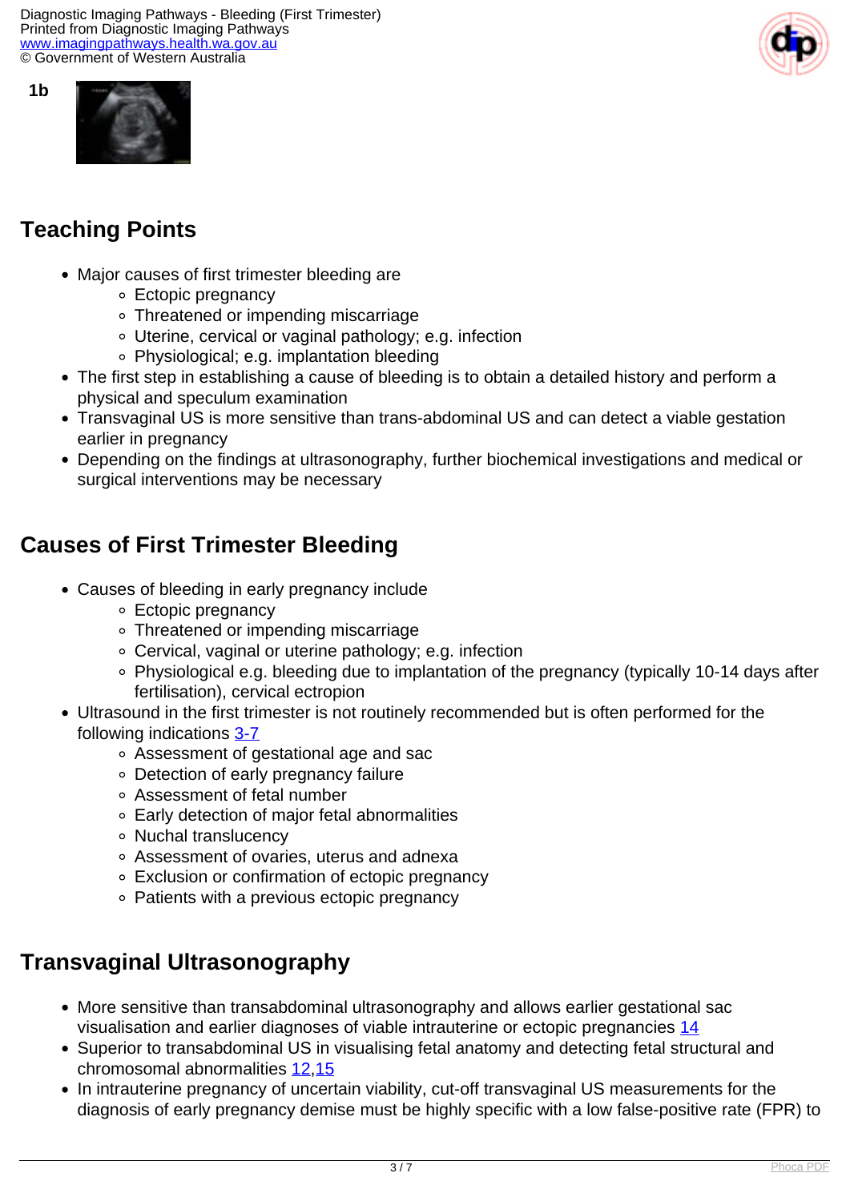1b

## Teaching Points

- Major causes of first trimester bleeding are
  - Ectopic pregnancy
  - Threatened or impending miscarriage
  - Uterine, cervical or vaginal pathology; e.g. infection
  - Physiological; e.g. implantation bleeding
- The first step in establishing a cause of bleeding is to obtain a detailed history and perform a physical and speculum examination
- Transvaginal US is more sensitive than trans-abdominal US and can detect a viable gestation earlier in pregnancy
- Depending on the findings at ultrasonography, further biochemical investigations and medical or surgical interventions may be necessary

## Causes of First Trimester Bleeding

- Causes of bleeding in early pregnancy include
  - Ectopic pregnancy
  - Threatened or impending miscarriage
  - Cervical, vaginal or uterine pathology; e.g. infection
  - Physiological e.g. bleeding due to implantation of the pregnancy (typically 10-14 days after fertilisation), cervical ectropion
- Ultrasound in the first trimester is not routinely recommended but is often performed for the following indications [3-7]
  - Assessment of gestational age and sac
  - Detection of early pregnancy failure
  - Assessment of fetal number
  - Early detection of major fetal abnormalities
  - Nuchal translucency
  - Assessment of ovaries, uterus and adnexa
  - Exclusion or confirmation of ectopic pregnancy
  - Patients with a previous ectopic pregnancy

## Transvaginal Ultrasonography

- More sensitive than transabdominal ultrasonography and allows earlier gestational sac visualisation and earlier diagnoses of viable intrauterine or ectopic pregnancies [14]
- Superior to transabdominal US in visualising fetal anatomy and detecting fetal structural and chromosomal abnormalities [12,15]
- In intrauterine pregnancy of uncertain viability, cut-off transvaginal US measurements for the diagnosis of early pregnancy demise must be highly specific with a low false-positive rate (FPR) to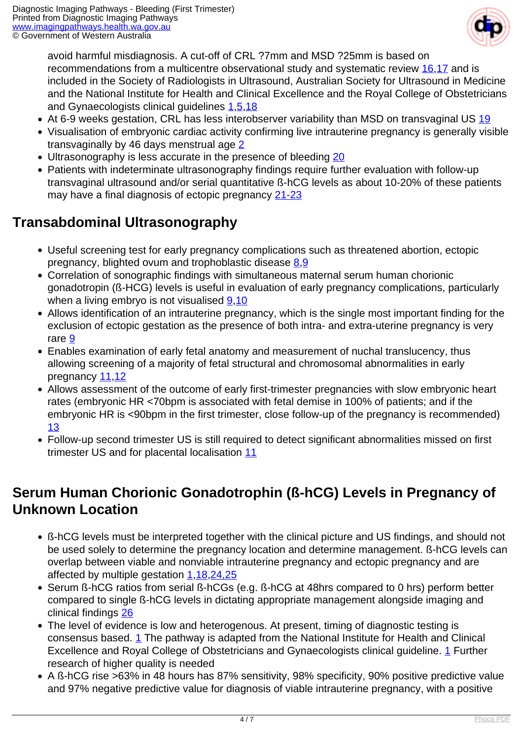avoid harmful misdiagnosis. A cut-off of CRL ?7mm and MSD ?25mm is based on recommendations from a multicentre observational study and systematic review [16,17] and is included in the Society of Radiologists in Ultrasound, Australian Society for Ultrasound in Medicine and the National Institute for Health and Clinical Excellence and the Royal College of Obstetricians and Gynaecologists clinical guidelines [1,5,18]

- At 6-9 weeks gestation, CRL has less interobserver variability than MSD on transvaginal US [19]
- Visualisation of embryonic cardiac activity confirming live intrauterine pregnancy is generally visible transvaginally by 46 days menstrual age [2]
- Ultrasonography is less accurate in the presence of bleeding [20]
- Patients with indeterminate ultrasonography findings require further evaluation with follow-up transvaginal ultrasound and/or serial quantitative ß-hCG levels as about 10-20% of these patients may have a final diagnosis of ectopic pregnancy [21-23]

## Transabdominal Ultrasonography

- Useful screening test for early pregnancy complications such as threatened abortion, ectopic pregnancy, blighted ovum and trophoblastic disease [8,9]
- Correlation of sonographic findings with simultaneous maternal serum human chorionic gonadotropin (ß-HCG) levels is useful in evaluation of early pregnancy complications, particularly when a living embryo is not visualised [9,10]
- Allows identification of an intrauterine pregnancy, which is the single most important finding for the exclusion of ectopic gestation as the presence of both intra- and extra-uterine pregnancy is very rare [9]
- Enables examination of early fetal anatomy and measurement of nuchal translucency, thus allowing screening of a majority of fetal structural and chromosomal abnormalities in early pregnancy [11,12]
- Allows assessment of the outcome of early first-trimester pregnancies with slow embryonic heart rates (embryonic HR <70bpm is associated with fetal demise in 100% of patients; and if the embryonic HR is <90bpm in the first trimester, close follow-up of the pregnancy is recommended) [13]
- Follow-up second trimester US is still required to detect significant abnormalities missed on first trimester US and for placental localisation [11]

## Serum Human Chorionic Gonadotrophin (ß-hCG) Levels in Pregnancy of Unknown Location

- ß-hCG levels must be interpreted together with the clinical picture and US findings, and should not be used solely to determine the pregnancy location and determine management. ß-hCG levels can overlap between viable and nonviable intrauterine pregnancy and ectopic pregnancy and are affected by multiple gestation [1,18,24,25]
- Serum ß-hCG ratios from serial ß-hCGs (e.g. ß-hCG at 48hrs compared to 0 hrs) perform better compared to single ß-hCG levels in dictating appropriate management alongside imaging and clinical findings [26]
- The level of evidence is low and heterogenous. At present, timing of diagnostic testing is consensus based. [1] The pathway is adapted from the National Institute for Health and Clinical Excellence and Royal College of Obstetricians and Gynaecologists clinical guideline. [1] Further research of higher quality is needed
- A ß-hCG rise >63% in 48 hours has 87% sensitivity, 98% specificity, 90% positive predictive value and 97% negative predictive value for diagnosis of viable intrauterine pregnancy, with a positive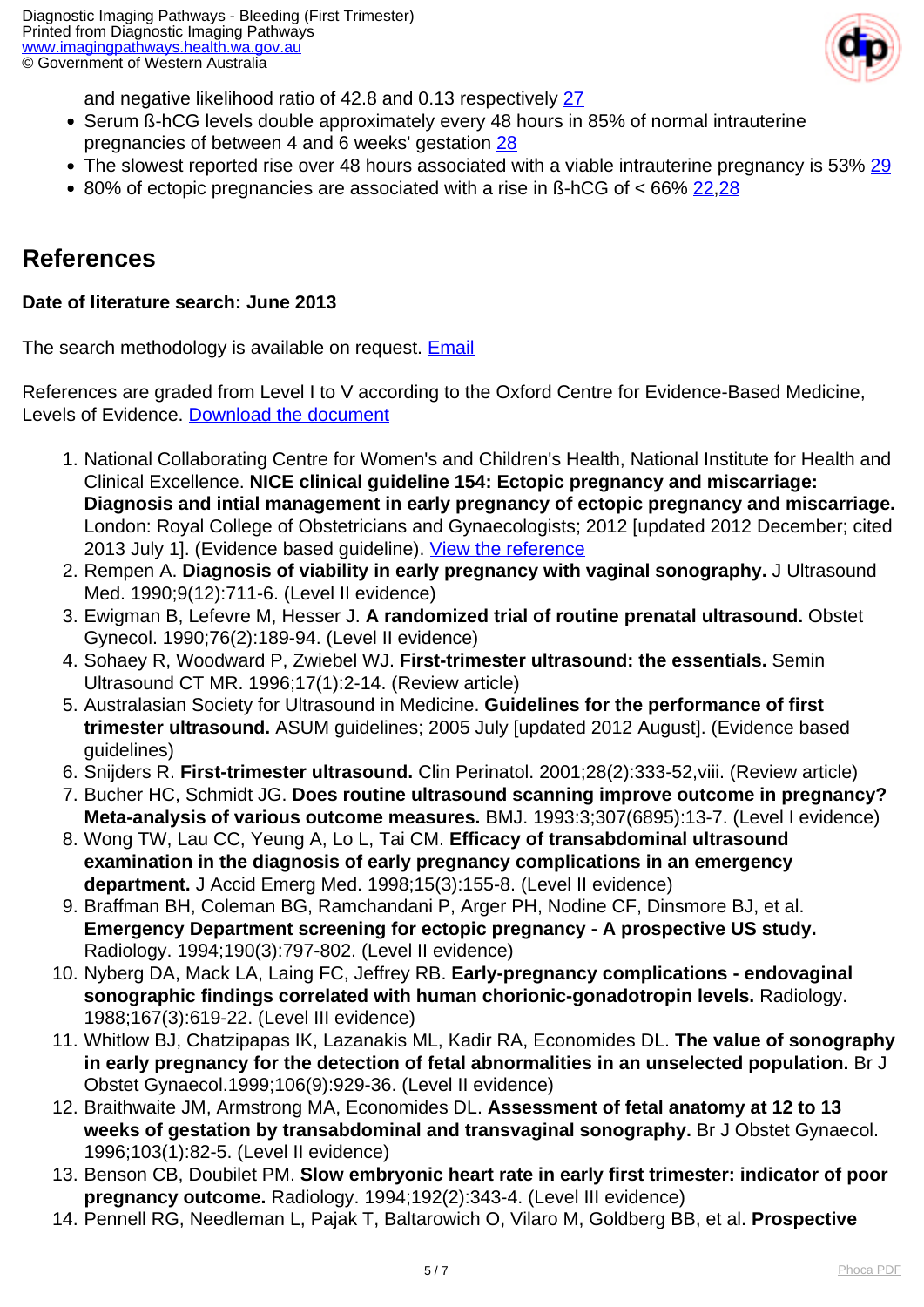and negative likelihood ratio of 42.8 and 0.13 respectively 27

- Serum ß-hCG levels double approximately every 48 hours in 85% of normal intrauterine pregnancies of between 4 and 6 weeks' gestation 28
- The slowest reported rise over 48 hours associated with a viable intrauterine pregnancy is 53% 29
- 80% of ectopic pregnancies are associated with a rise in ß-hCG of < 66% 22,28

## References

**Date of literature search: June 2013**

The search methodology is available on request. Email

References are graded from Level I to V according to the Oxford Centre for Evidence-Based Medicine, Levels of Evidence. Download the document

1. National Collaborating Centre for Women's and Children's Health, National Institute for Health and Clinical Excellence. **NICE clinical guideline 154: Ectopic pregnancy and miscarriage: Diagnosis and intial management in early pregnancy of ectopic pregnancy and miscarriage.** London: Royal College of Obstetricians and Gynaecologists; 2012 [updated 2012 December; cited 2013 July 1]. (Evidence based guideline). View the reference
2. Rempen A. **Diagnosis of viability in early pregnancy with vaginal sonography.** J Ultrasound Med. 1990;9(12):711-6. (Level II evidence)
3. Ewigman B, Lefevre M, Hesser J. **A randomized trial of routine prenatal ultrasound.** Obstet Gynecol. 1990;76(2):189-94. (Level II evidence)
4. Sohaey R, Woodward P, Zwiebel WJ. **First-trimester ultrasound: the essentials.** Semin Ultrasound CT MR. 1996;17(1):2-14. (Review article)
5. Australasian Society for Ultrasound in Medicine. **Guidelines for the performance of first trimester ultrasound.** ASUM guidelines; 2005 July [updated 2012 August]. (Evidence based guidelines)
6. Snijders R. **First-trimester ultrasound.** Clin Perinatol. 2001;28(2):333-52,viii. (Review article)
7. Bucher HC, Schmidt JG. **Does routine ultrasound scanning improve outcome in pregnancy? Meta-analysis of various outcome measures.** BMJ. 1993:3;307(6895):13-7. (Level I evidence)
8. Wong TW, Lau CC, Yeung A, Lo L, Tai CM. **Efficacy of transabdominal ultrasound examination in the diagnosis of early pregnancy complications in an emergency department.** J Accid Emerg Med. 1998;15(3):155-8. (Level II evidence)
9. Braffman BH, Coleman BG, Ramchandani P, Arger PH, Nodine CF, Dinsmore BJ, et al. **Emergency Department screening for ectopic pregnancy - A prospective US study.** Radiology. 1994;190(3):797-802. (Level II evidence)
10. Nyberg DA, Mack LA, Laing FC, Jeffrey RB. **Early-pregnancy complications - endovaginal sonographic findings correlated with human chorionic-gonadotropin levels.** Radiology. 1988;167(3):619-22. (Level III evidence)
11. Whitlow BJ, Chatzipapas IK, Lazanakis ML, Kadir RA, Economides DL. **The value of sonography in early pregnancy for the detection of fetal abnormalities in an unselected population.** Br J Obstet Gynaecol.1999;106(9):929-36. (Level II evidence)
12. Braithwaite JM, Armstrong MA, Economides DL. **Assessment of fetal anatomy at 12 to 13 weeks of gestation by transabdominal and transvaginal sonography.** Br J Obstet Gynaecol. 1996;103(1):82-5. (Level II evidence)
13. Benson CB, Doubilet PM. **Slow embryonic heart rate in early first trimester: indicator of poor pregnancy outcome.** Radiology. 1994;192(2):343-4. (Level III evidence)
14. Pennell RG, Needleman L, Pajak T, Baltarowich O, Vilaro M, Goldberg BB, et al. **Prospective**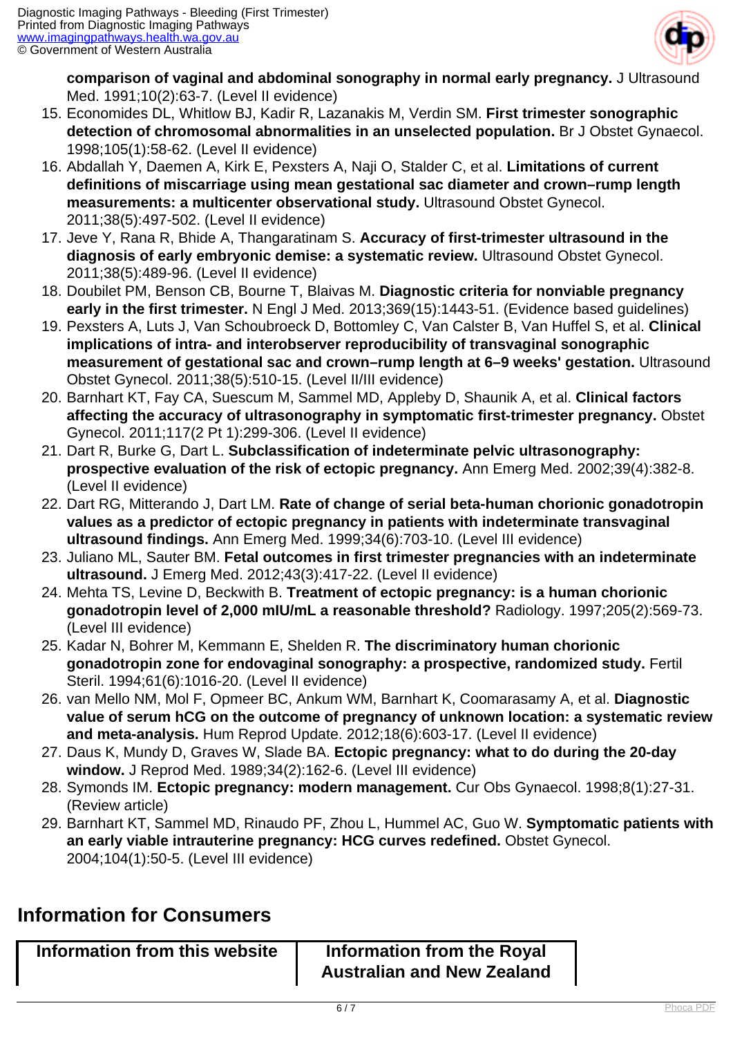**comparison of vaginal and abdominal sonography in normal early pregnancy.** J Ultrasound Med. 1991;10(2):63-7. (Level II evidence)

15. Economides DL, Whitlow BJ, Kadir R, Lazanakis M, Verdin SM. **First trimester sonographic detection of chromosomal abnormalities in an unselected population.** Br J Obstet Gynaecol. 1998;105(1):58-62. (Level II evidence)
16. Abdallah Y, Daemen A, Kirk E, Pexsters A, Naji O, Stalder C, et al. **Limitations of current definitions of miscarriage using mean gestational sac diameter and crown–rump length measurements: a multicenter observational study.** Ultrasound Obstet Gynecol. 2011;38(5):497-502. (Level II evidence)
17. Jeve Y, Rana R, Bhide A, Thangaratinam S. **Accuracy of first-trimester ultrasound in the diagnosis of early embryonic demise: a systematic review.** Ultrasound Obstet Gynecol. 2011;38(5):489-96. (Level II evidence)
18. Doubilet PM, Benson CB, Bourne T, Blaivas M. **Diagnostic criteria for nonviable pregnancy early in the first trimester.** N Engl J Med. 2013;369(15):1443-51. (Evidence based guidelines)
19. Pexsters A, Luts J, Van Schoubroeck D, Bottomley C, Van Calster B, Van Huffel S, et al. **Clinical implications of intra- and interobserver reproducibility of transvaginal sonographic measurement of gestational sac and crown–rump length at 6–9 weeks' gestation.** Ultrasound Obstet Gynecol. 2011;38(5):510-15. (Level II/III evidence)
20. Barnhart KT, Fay CA, Suescum M, Sammel MD, Appleby D, Shaunik A, et al. **Clinical factors affecting the accuracy of ultrasonography in symptomatic first-trimester pregnancy.** Obstet Gynecol. 2011;117(2 Pt 1):299-306. (Level II evidence)
21. Dart R, Burke G, Dart L. **Subclassification of indeterminate pelvic ultrasonography: prospective evaluation of the risk of ectopic pregnancy.** Ann Emerg Med. 2002;39(4):382-8. (Level II evidence)
22. Dart RG, Mitterando J, Dart LM. **Rate of change of serial beta-human chorionic gonadotropin values as a predictor of ectopic pregnancy in patients with indeterminate transvaginal ultrasound findings.** Ann Emerg Med. 1999;34(6):703-10. (Level III evidence)
23. Juliano ML, Sauter BM. **Fetal outcomes in first trimester pregnancies with an indeterminate ultrasound.** J Emerg Med. 2012;43(3):417-22. (Level II evidence)
24. Mehta TS, Levine D, Beckwith B. **Treatment of ectopic pregnancy: is a human chorionic gonadotropin level of 2,000 mIU/mL a reasonable threshold?** Radiology. 1997;205(2):569-73. (Level III evidence)
25. Kadar N, Bohrer M, Kemmann E, Shelden R. **The discriminatory human chorionic gonadotropin zone for endovaginal sonography: a prospective, randomized study.** Fertil Steril. 1994;61(6):1016-20. (Level II evidence)
26. van Mello NM, Mol F, Opmeer BC, Ankum WM, Barnhart K, Coomarasamy A, et al. **Diagnostic value of serum hCG on the outcome of pregnancy of unknown location: a systematic review and meta-analysis.** Hum Reprod Update. 2012;18(6):603-17. (Level II evidence)
27. Daus K, Mundy D, Graves W, Slade BA. **Ectopic pregnancy: what to do during the 20-day window.** J Reprod Med. 1989;34(2):162-6. (Level III evidence)
28. Symonds IM. **Ectopic pregnancy: modern management.** Cur Obs Gynaecol. 1998;8(1):27-31. (Review article)
29. Barnhart KT, Sammel MD, Rinaudo PF, Zhou L, Hummel AC, Guo W. **Symptomatic patients with an early viable intrauterine pregnancy: HCG curves redefined.** Obstet Gynecol. 2004;104(1):50-5. (Level III evidence)

## Information for Consumers

| Information from this website | Information from the Royal Australian and New Zealand |
| --- | --- |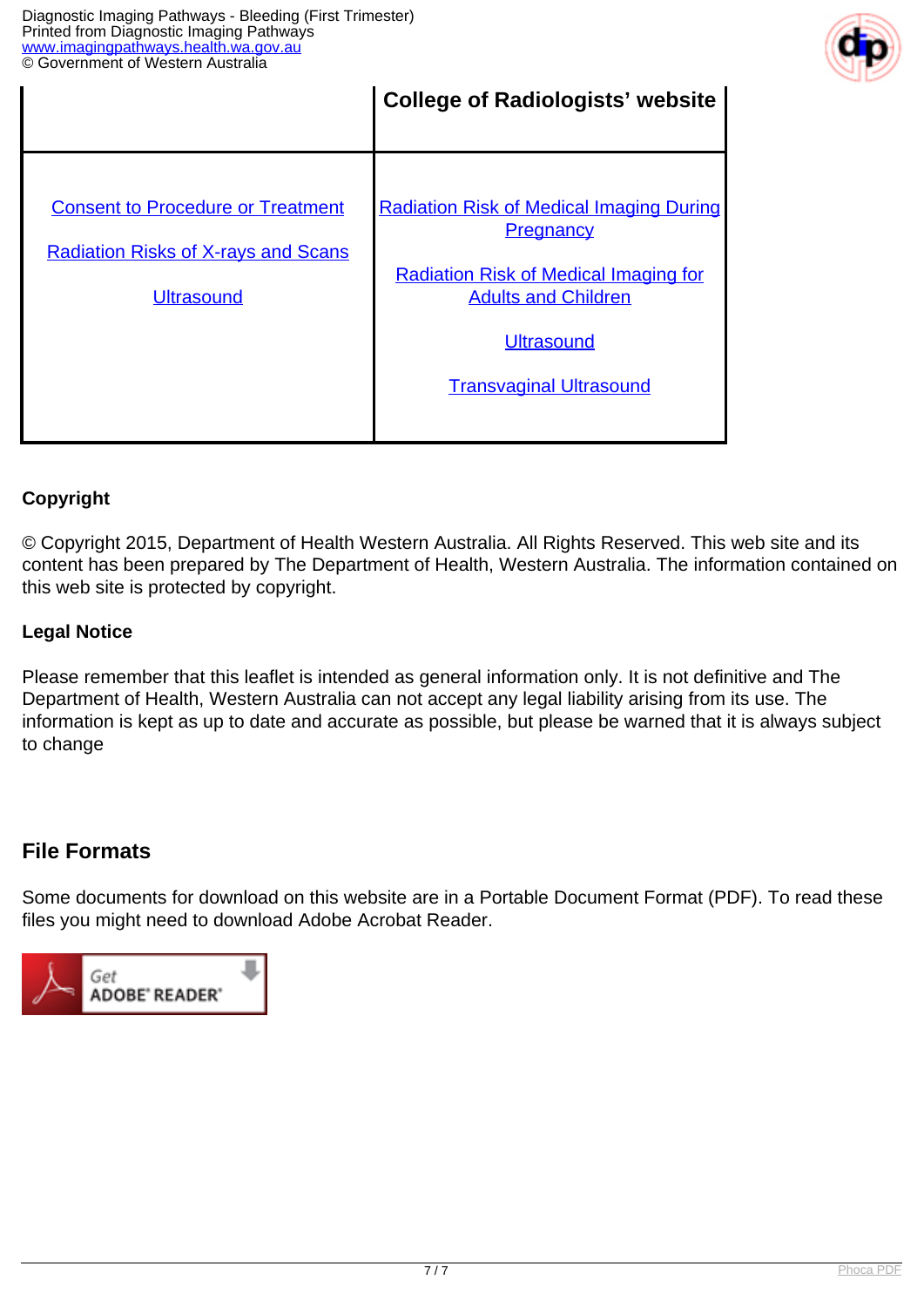| | College of Radiologists' website |
|---|---|
| Consent to Procedure or Treatment<br><br>Radiation Risks of X-rays and Scans<br><br>Ultrasound | Radiation Risk of Medical Imaging During Pregnancy<br><br>Radiation Risk of Medical Imaging for Adults and Children<br><br>Ultrasound<br><br>Transvaginal Ultrasound |

**Copyright**

© Copyright 2015, Department of Health Western Australia. All Rights Reserved. This web site and its content has been prepared by The Department of Health, Western Australia. The information contained on this web site is protected by copyright.

**Legal Notice**

Please remember that this leaflet is intended as general information only. It is not definitive and The Department of Health, Western Australia can not accept any legal liability arising from its use. The information is kept as up to date and accurate as possible, but please be warned that it is always subject to change

## File Formats

Some documents for download on this website are in a Portable Document Format (PDF). To read these files you might need to download Adobe Acrobat Reader.

Get ADOBE® READER®